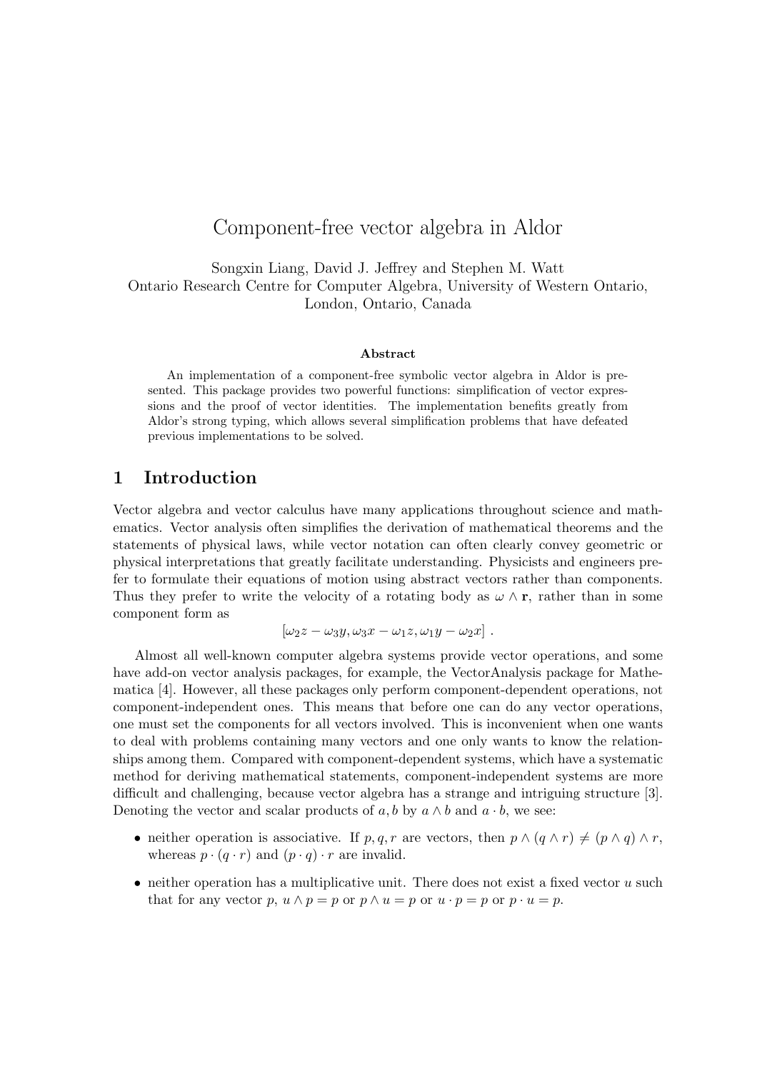# Component-free vector algebra in Aldor

Songxin Liang, David J. Jeffrey and Stephen M. Watt
Ontario Research Centre for Computer Algebra, University of Western Ontario,
London, Ontario, Canada

**Abstract**

An implementation of a component-free symbolic vector algebra in Aldor is presented. This package provides two powerful functions: simplification of vector expressions and the proof of vector identities. The implementation benefits greatly from Aldor's strong typing, which allows several simplification problems that have defeated previous implementations to be solved.

## 1 Introduction

Vector algebra and vector calculus have many applications throughout science and mathematics. Vector analysis often simplifies the derivation of mathematical theorems and the statements of physical laws, while vector notation can often clearly convey geometric or physical interpretations that greatly facilitate understanding. Physicists and engineers prefer to formulate their equations of motion using abstract vectors rather than components. Thus they prefer to write the velocity of a rotating body as $\omega \wedge \mathbf{r}$, rather than in some component form as

$$[\omega_2 z - \omega_3 y, \omega_3 x - \omega_1 z, \omega_1 y - \omega_2 x] .$$

Almost all well-known computer algebra systems provide vector operations, and some have add-on vector analysis packages, for example, the VectorAnalysis package for Mathematica [4]. However, all these packages only perform component-dependent operations, not component-independent ones. This means that before one can do any vector operations, one must set the components for all vectors involved. This is inconvenient when one wants to deal with problems containing many vectors and one only wants to know the relationships among them. Compared with component-dependent systems, which have a systematic method for deriving mathematical statements, component-independent systems are more difficult and challenging, because vector algebra has a strange and intriguing structure [3]. Denoting the vector and scalar products of $a, b$ by $a \wedge b$ and $a \cdot b$, we see:

- neither operation is associative. If $p, q, r$ are vectors, then $p \wedge (q \wedge r) \neq (p \wedge q) \wedge r$, whereas $p \cdot (q \cdot r)$ and $(p \cdot q) \cdot r$ are invalid.
- neither operation has a multiplicative unit. There does not exist a fixed vector $u$ such that for any vector $p$, $u \wedge p = p$ or $p \wedge u = p$ or $u \cdot p = p$ or $p \cdot u = p$.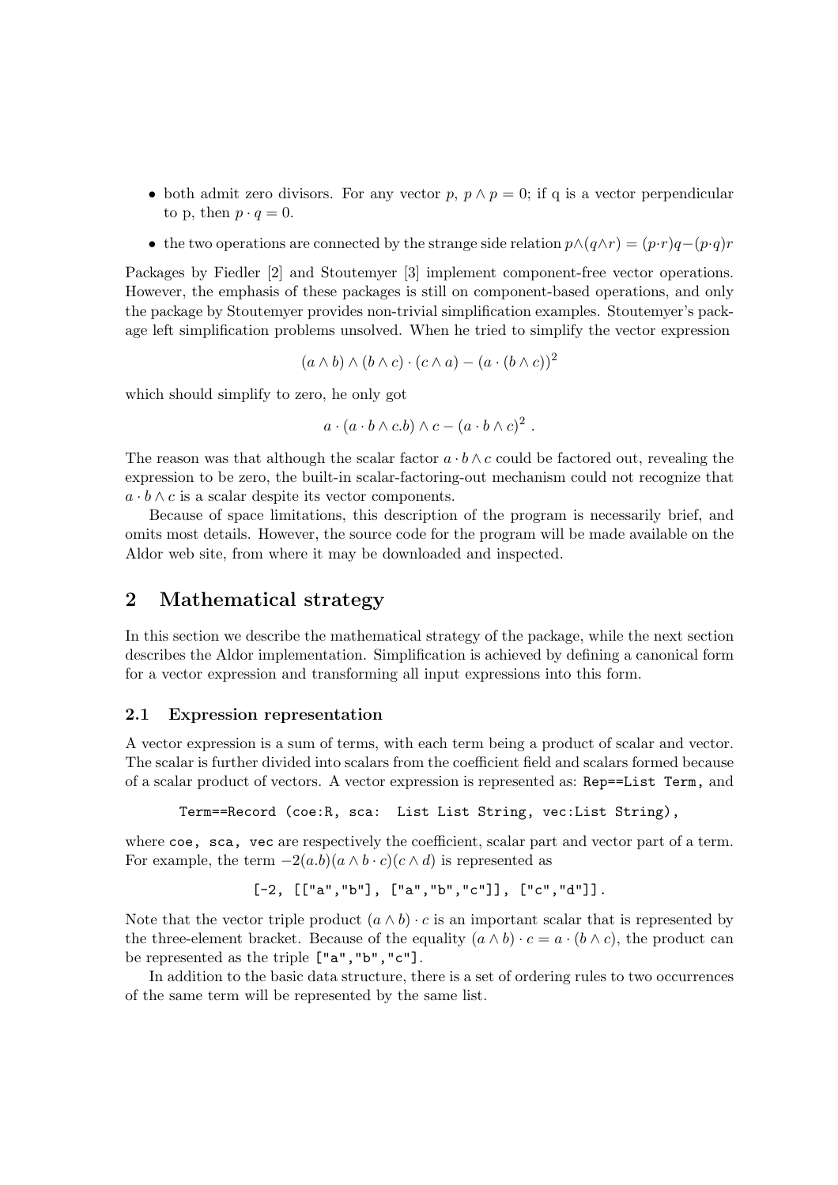- both admit zero divisors. For any vector $p$, $p \wedge p = 0$; if q is a vector perpendicular to p, then $p \cdot q = 0$.
- the two operations are connected by the strange side relation $p \wedge (q \wedge r) = (p \cdot r)q - (p \cdot q)r$

Packages by Fiedler [2] and Stoutemyer [3] implement component-free vector operations. However, the emphasis of these packages is still on component-based operations, and only the package by Stoutemyer provides non-trivial simplification examples. Stoutemyer's package left simplification problems unsolved. When he tried to simplify the vector expression

$$(a \wedge b) \wedge (b \wedge c) \cdot (c \wedge a) - (a \cdot (b \wedge c))^2$$

which should simplify to zero, he only got

$$a \cdot (a \cdot b \wedge c.b) \wedge c - (a \cdot b \wedge c)^2 \ .$$

The reason was that although the scalar factor $a \cdot b \wedge c$ could be factored out, revealing the expression to be zero, the built-in scalar-factoring-out mechanism could not recognize that $a \cdot b \wedge c$ is a scalar despite its vector components.

Because of space limitations, this description of the program is necessarily brief, and omits most details. However, the source code for the program will be made available on the Aldor web site, from where it may be downloaded and inspected.

## 2 Mathematical strategy

In this section we describe the mathematical strategy of the package, while the next section describes the Aldor implementation. Simplification is achieved by defining a canonical form for a vector expression and transforming all input expressions into this form.

### 2.1 Expression representation

A vector expression is a sum of terms, with each term being a product of scalar and vector. The scalar is further divided into scalars from the coefficient field and scalars formed because of a scalar product of vectors. A vector expression is represented as: `Rep==List Term,` and

```
Term==Record (coe:R, sca:  List List String, vec:List String),
```

where `coe, sca, vec` are respectively the coefficient, scalar part and vector part of a term. For example, the term $-2(a.b)(a \wedge b \cdot c)(c \wedge d)$ is represented as

```
[-2, [["a","b"], ["a","b","c"]], ["c","d"]].
```

Note that the vector triple product $(a \wedge b) \cdot c$ is an important scalar that is represented by the three-element bracket. Because of the equality $(a \wedge b) \cdot c = a \cdot (b \wedge c)$, the product can be represented as the triple `["a","b","c"]`.

In addition to the basic data structure, there is a set of ordering rules to two occurrences of the same term will be represented by the same list.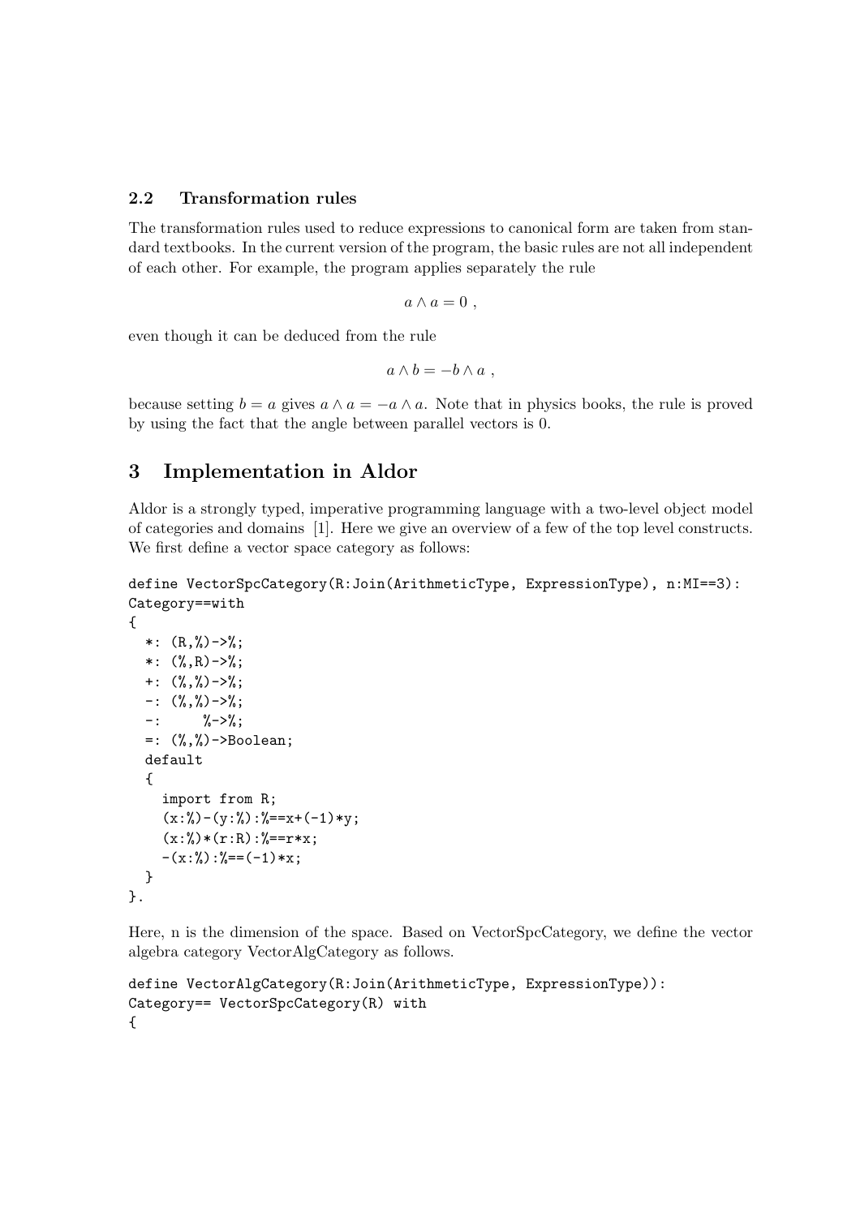### 2.2 Transformation rules

The transformation rules used to reduce expressions to canonical form are taken from standard textbooks. In the current version of the program, the basic rules are not all independent of each other. For example, the program applies separately the rule

$$a \wedge a = 0 \ ,$$

even though it can be deduced from the rule

$$a \wedge b = -b \wedge a \ ,$$

because setting $b = a$ gives $a \wedge a = -a \wedge a$. Note that in physics books, the rule is proved by using the fact that the angle between parallel vectors is 0.

## 3 Implementation in Aldor

Aldor is a strongly typed, imperative programming language with a two-level object model of categories and domains [1]. Here we give an overview of a few of the top level constructs. We first define a vector space category as follows:

```
define VectorSpcCategory(R:Join(ArithmeticType, ExpressionType), n:MI==3):
Category==with
{
  *: (R,%)->%;
  *: (%,R)->%;
  +: (%,%)->%;
  -: (%,%)->%;
  -:     %->%;
  =: (%,%)->Boolean;
  default
  {
    import from R;
    (x:%)-(y:%):%==x+(-1)*y;
    (x:%)*(r:R):%==r*x;
    -(x:%):%==(-1)*x;
  }
}.
```

Here, n is the dimension of the space. Based on VectorSpcCategory, we define the vector algebra category VectorAlgCategory as follows.

```
define VectorAlgCategory(R:Join(ArithmeticType, ExpressionType)):
Category== VectorSpcCategory(R) with
{
```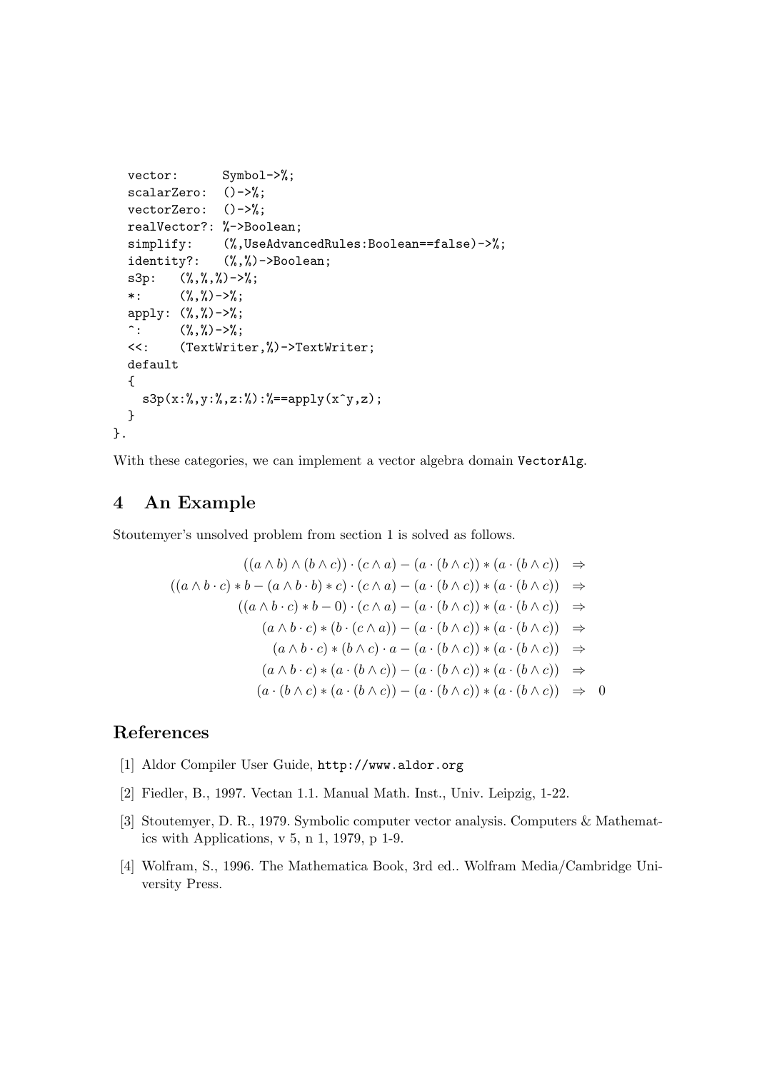```
  vector:      Symbol->%;
  scalarZero:  ()->%;
  vectorZero:  ()->%;
  realVector?: %->Boolean;
  simplify:    (%,UseAdvancedRules:Boolean==false)->%;
  identity?:   (%,%)->Boolean;
  s3p:    (%,%,%)->%;
  *:      (%,%)->%;
  apply: (%,%)->%;
  ^:      (%,%)->%;
  <<:     (TextWriter,%)->TextWriter;
  default
  {
    s3p(x:%,y:%,z:%):%==apply(x^y,z);
  }
}.
```

With these categories, we can implement a vector algebra domain `VectorAlg`.

## 4 An Example

Stoutemyer's unsolved problem from section 1 is solved as follows.

$$
\begin{array}{rl}
((a \wedge b) \wedge (b \wedge c)) \cdot (c \wedge a) - (a \cdot (b \wedge c)) * (a \cdot (b \wedge c)) & \Rightarrow \\
((a \wedge b \cdot c) * b - (a \wedge b \cdot b) * c) \cdot (c \wedge a) - (a \cdot (b \wedge c)) * (a \cdot (b \wedge c)) & \Rightarrow \\
((a \wedge b \cdot c) * b - 0) \cdot (c \wedge a) - (a \cdot (b \wedge c)) * (a \cdot (b \wedge c)) & \Rightarrow \\
(a \wedge b \cdot c) * (b \cdot (c \wedge a)) - (a \cdot (b \wedge c)) * (a \cdot (b \wedge c)) & \Rightarrow \\
(a \wedge b \cdot c) * (b \wedge c) \cdot a - (a \cdot (b \wedge c)) * (a \cdot (b \wedge c)) & \Rightarrow \\
(a \wedge b \cdot c) * (a \cdot (b \wedge c)) - (a \cdot (b \wedge c)) * (a \cdot (b \wedge c)) & \Rightarrow \\
(a \cdot (b \wedge c) * (a \cdot (b \wedge c)) - (a \cdot (b \wedge c)) * (a \cdot (b \wedge c)) & \Rightarrow \quad 0
\end{array}
$$

## References

[1] Aldor Compiler User Guide, `http://www.aldor.org`

[2] Fiedler, B., 1997. Vectan 1.1. Manual Math. Inst., Univ. Leipzig, 1-22.

[3] Stoutemyer, D. R., 1979. Symbolic computer vector analysis. Computers & Mathematics with Applications, v 5, n 1, 1979, p 1-9.

[4] Wolfram, S., 1996. The Mathematica Book, 3rd ed.. Wolfram Media/Cambridge University Press.